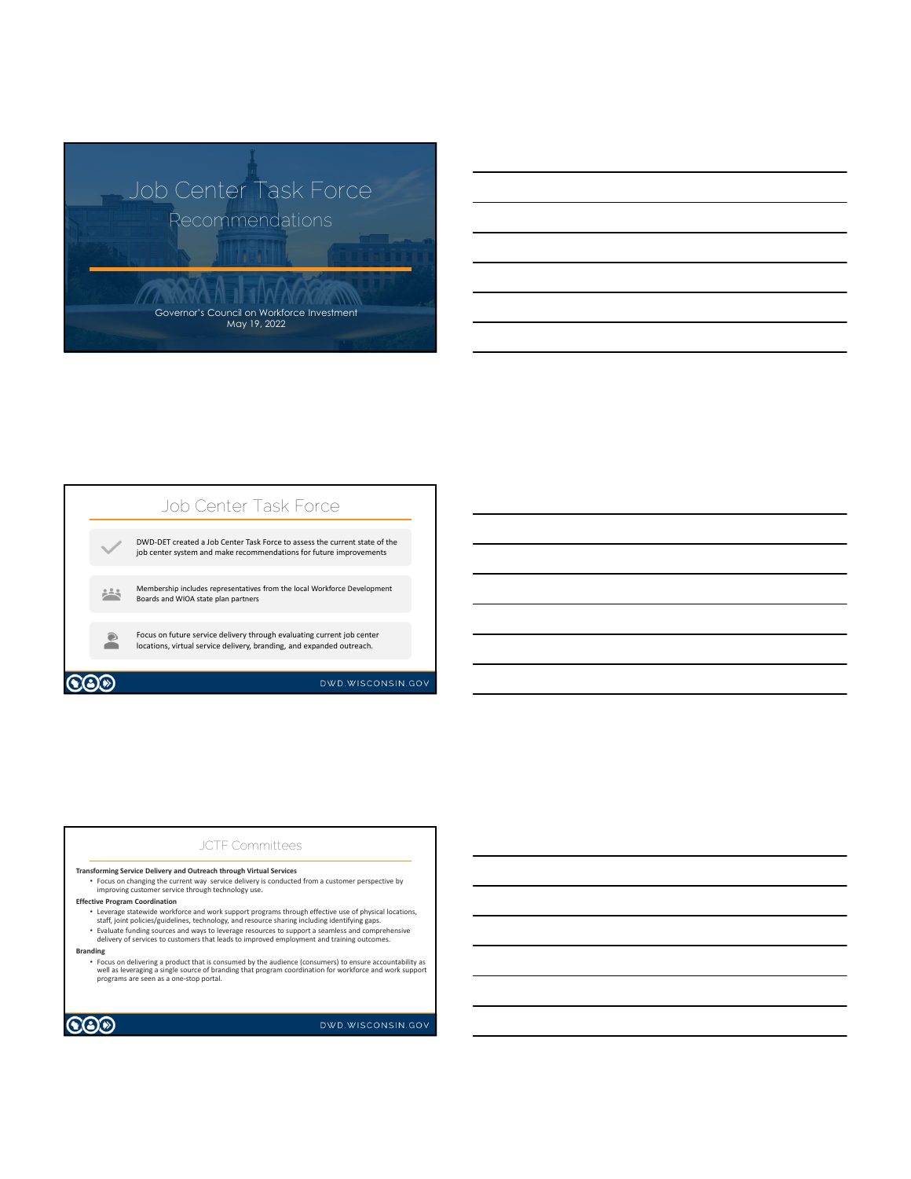# Job Center Task Force

## Recommendations

Governor's Council on Workforce Investment
May 19, 2022

## Job Center Task Force

- DWD-DET created a Job Center Task Force to assess the current state of the job center system and make recommendations for future improvements
- Membership includes representatives from the local Workforce Development Boards and WIOA state plan partners
- Focus on future service delivery through evaluating current job center locations, virtual service delivery, branding, and expanded outreach.

DWD.WISCONSIN.GOV

## JCTF Committees

**Transforming Service Delivery and Outreach through Virtual Services**

- Focus on changing the current way service delivery is conducted from a customer perspective by improving customer service through technology use.

**Effective Program Coordination**

- Leverage statewide workforce and work support programs through effective use of physical locations, staff, joint policies/guidelines, technology, and resource sharing including identifying gaps.
- Evaluate funding sources and ways to leverage resources to support a seamless and comprehensive delivery of services to customers that leads to improved employment and training outcomes.

**Branding**

- Focus on delivering a product that is consumed by the audience (consumers) to ensure accountability as well as leveraging a single source of branding that program coordination for workforce and work support programs are seen as a one-stop portal.

DWD.WISCONSIN.GOV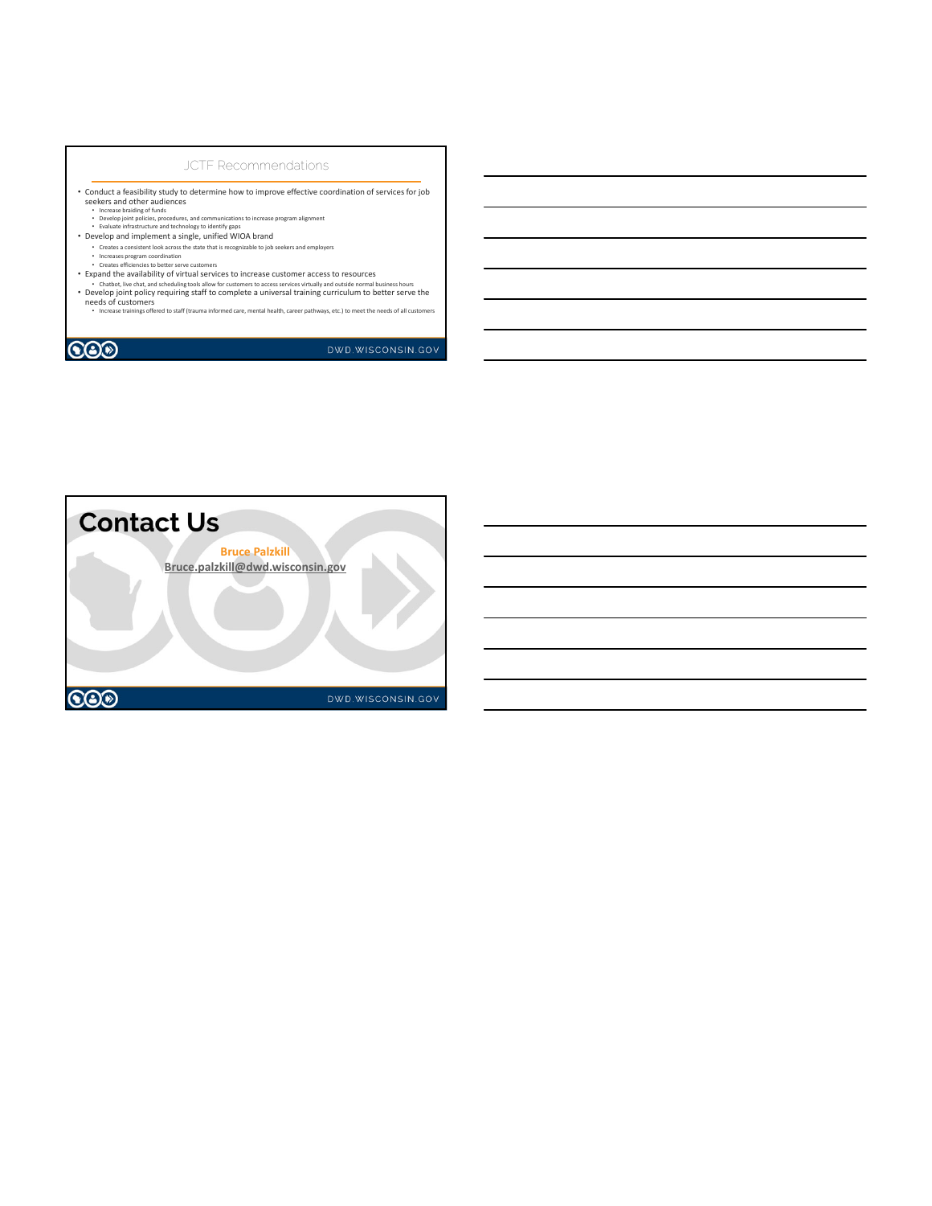## JCTF Recommendations

- Conduct a feasibility study to determine how to improve effective coordination of services for job seekers and other audiences
  - Increase braiding of funds
  - Develop joint policies, procedures, and communications to increase program alignment
  - Evaluate infrastructure and technology to identify gaps
- Develop and implement a single, unified WIOA brand
  - Creates a consistent look across the state that is recognizable to job seekers and employers
  - Increases program coordination
  - Creates efficiencies to better serve customers
- Expand the availability of virtual services to increase customer access to resources
  - Chatbot, live chat, and scheduling tools allow for customers to access services virtually and outside normal business hours
- Develop joint policy requiring staff to complete a universal training curriculum to better serve the needs of customers
  - Increase trainings offered to staff (trauma informed care, mental health, career pathways, etc.) to meet the needs of all customers

DWD.WISCONSIN.GOV

## Contact Us

**Bruce Palzkill**

Bruce.palzkill@dwd.wisconsin.gov

DWD.WISCONSIN.GOV